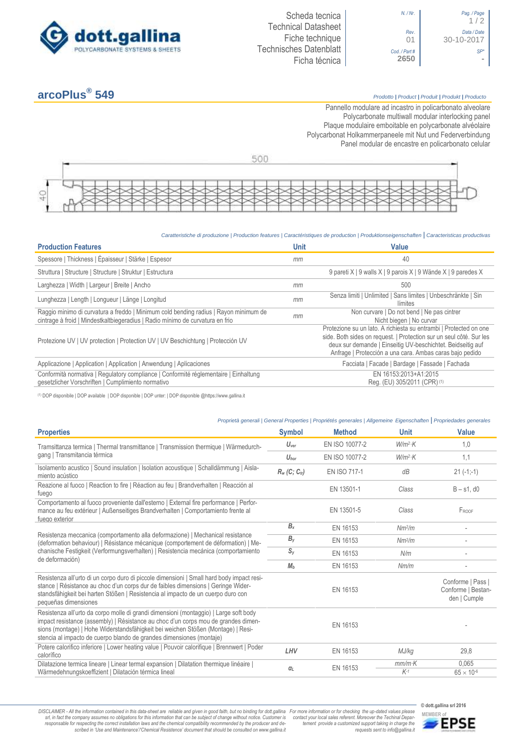dott.gallina
POLYCARBONATE SYSTEMS & SHEETS

Scheda tecnica
Technical Datasheet
Fiche technique
Technisches Datenblatt
Ficha técnica

| N. / Nr. | Pag. / Page |
|---|---|
| | 1 / 2 |
| Rev. | Data / Date |
| 01 | 30-10-2017 |
| Cod. / Part # | SP* |
| 2650 | - |

# arcoPlus® 549

*Prodotto | Product | Produit | Produkt | Producto*

Pannello modulare ad incastro in policarbonato alveolare
Polycarbonate multiwall modular interlocking panel
Plaque modulaire emboitable en polycarbonate alvéolaire
Polycarbonat Holkammerpaneele mit Nut und Federverbindung
Panel modular de encastre en policarbonato celular

500

40

*Caratteristiche di produzione | Production features | Caractéristiques de production | Produktionseigenschaften | Caracteristicas productivas*

| Production Features | Unit | Value |
|---|---|---|
| Spessore \| Thickness \| Épaisseur \| Stärke \| Espesor | *mm* | 40 |
| Struttura \| Structure \| Structure \| Struktur \| Estructura | | 9 pareti X \| 9 walls X \| 9 parois X \| 9 Wände X \| 9 paredes X |
| Larghezza \| Width \| Largeur \| Breite \| Ancho | *mm* | 500 |
| Lunghezza \| Length \| Longueur \| Länge \| Longitud | *mm* | Senza limiti \| Unlimited \| Sans limites \| Unbeschränkte \| Sin límites |
| Raggio minimo di curvatura a freddo \| Minimum cold bending radius \| Rayon minimum de cintrage à froid \| Mindestkaltbiegeradius \| Radio mínimo de curvatura en frio | *mm* | Non curvare \| Do not bend \| Ne pas cintrer Nicht biegen \| No curvar |
| Protezione UV \| UV protection \| Protection UV \| UV Beschichtung \| Protección UV | | Protezione su un lato. A richiesta su entrambi \| Protected on one side. Both sides on request. \| Protection sur un seul côté. Sur les deux sur demande \| Einseitig UV-beschichtet. Beidseitig auf Anfrage \| Protección a una cara. Ambas caras bajo pedido |
| Applicazione \| Application \| Application \| Anwendung \| Aplicaciones | | Facciata \| Facade \| Bardage \| Fassade \| Fachada |
| Conformità normativa \| Regulatory compliance \| Conformité réglementaire \| Einhaltung gesetzlicher Vorschriften \| Cumplimiento normativo | | EN 16153:2013+A1:2015 Reg. (EU) 305/2011 (CPR) (1) |

(1) DOP disponibile | DOP available | DOP disponible | DOP unter: | DOP disponible @https://www.gallina.it

*Proprietà generali | General Properties | Propriétés generales | Allgemeine Eigenschaften | Propriedades generales*

| Properties | Symbol | Method | Unit | Value |
|---|---|---|---|---|
| Transittanza termica \| Thermal transmittance \| Transmission thermique \| Wärmedurchgang \| Transmitancia térmica | $U_{ver}$ | EN ISO 10077-2 | $W/m^2{\cdot}K$ | 1,0 |
| | $U_{hor}$ | EN ISO 10077-2 | $W/m^2{\cdot}K$ | 1,1 |
| Isolamento acustico \| Sound insulation \| Isolation acoustique \| Schalldämmung \| Aislamiento acústico | $R_w$ $(C; C_{tr})$ | EN ISO 717-1 | *dB* | 21 (-1;-1) |
| Reazione al fuoco \| Reaction to fire \| Réaction au feu \| Brandverhalten \| Reacción al fuego | | EN 13501-1 | *Class* | B – s1, d0 |
| Comportamento al fuoco proveniente dall'esterno \| External fire performance \| Performance au feu extérieur \| Außenseitiges Brandverhalten \| Comportamiento frente al fuego exterior | | EN 13501-5 | *Class* | $F_{ROOF}$ |
| Resistenza meccanica (comportamento alla deformazione) \| Mechanical resistance (deformation behaviour) \| Résistance mécanique (comportement de déformation) \| Mechanische Festigkeit (Verformungsverhalten) \| Resistencia mecánica (comportamiento de deformación) | $B_x$ | EN 16153 | $Nm^2/m$ | - |
| | $B_y$ | EN 16153 | $Nm^2/m$ | - |
| | $S_y$ | EN 16153 | *N/m* | - |
| | $M_b$ | EN 16153 | *Nm/m* | - |
| Resistenza all'urto di un corpo duro di piccole dimensioni \| Small hard body impact resistance \| Résistance au choc d'un corps dur de faibles dimensions \| Geringe Widerstandsfähigkeit bei harten Stößen \| Resistencia al impacto de un cuerpo duro con pequeñas dimensiones | | EN 16153 | | Conforme \| Pass \| Conforme \| Bestanden \| Cumple |
| Resistenza all'urto da corpo molle di grandi dimensioni (montaggio) \| Large soft body impact resistance (assembly) \| Résistance au choc d'un corps mou de grandes dimensions (montage) \| Hohe Widerstandsfähigkeit bei weichen Stößen (Montage) \| Resistencia al impacto de cuerpo blando de grandes dimensiones (montaje) | | EN 16153 | | - |
| Potere calorifico inferiore \| Lower heating value \| Pouvoir calorifique \| Brennwert \| Poder calorífico | *LHV* | EN 16153 | *MJ/kg* | 29,8 |
| Dilatazione termica lineare \| Linear termal expansion \| Dilatation thermique linéaire \| Wärmedehnungskoeffizient \| Dilatación térmica lineal | $\alpha_L$ | EN 16153 | $mm/m{\cdot}K$ | 0,065 |
| | | | $K^{-1}$ | $65 \times 10^{-6}$ |

*DISCLAIMER - All the information contained in this data-sheet are reliable and given in good faith, but no binding for dott.gallina srl, in fact the company assumes no obligations for this information that can be subject of change without notice. Customer is responsible for respecting the correct installation laws and the chemical compatibility recommended by the producer and described in 'Use and Maintenance'/'Chemical Resistence' document that should be consulted on www.gallina.it*

*For more information or for checking the up-dated values please contact your local sales referent. Moreover the Techinal Department provide a customized support taking in charge the requests sent to info@gallina.it*

© dott.gallina srl 2016

MEMBER of EPSE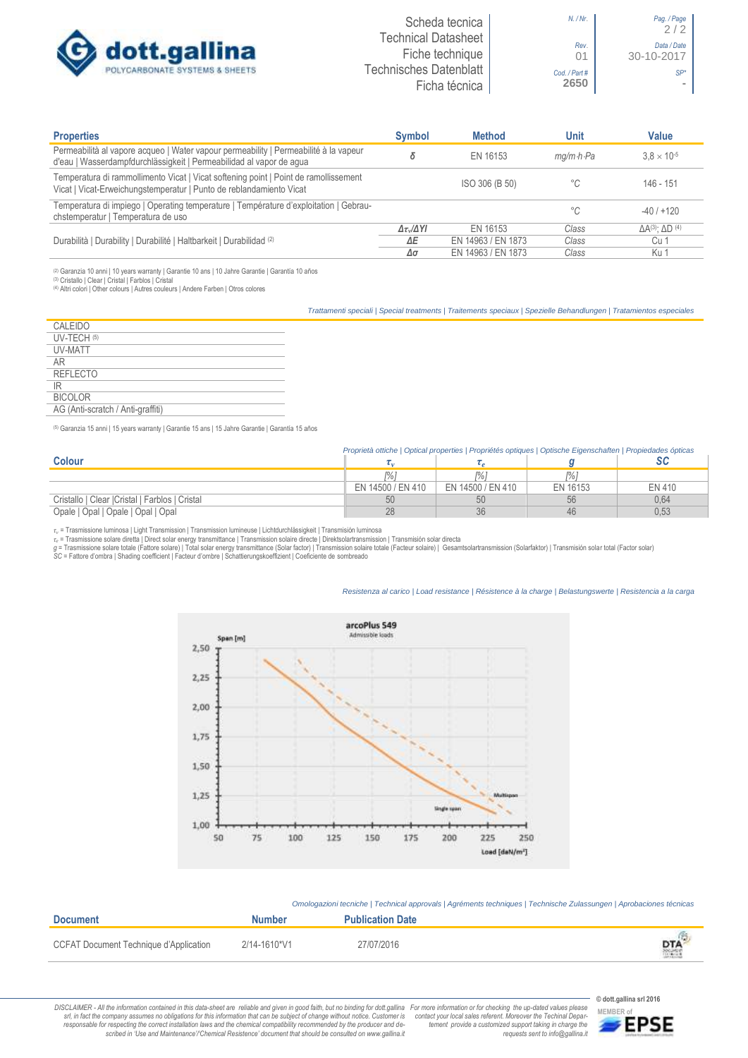| Properties | Symbol | Method | Unit | Value |
|---|---|---|---|---|
| Permeabilità al vapore acqueo \| Water vapour permeability \| Permeabilité à la vapeur d'eau \| Wasserdampfdurchlässigkeit \| Permeabilidad al vapor de agua | $\delta$ | EN 16153 | mg/m·h·Pa | $3{,}8 \times 10^{-5}$ |
| Temperatura di rammollimento Vicat \| Vicat softening point \| Point de ramollissement Vicat \| Vicat-Erweichungstemperatur \| Punto de reblandamiento Vicat | | ISO 306 (B 50) | °C | 146 - 151 |
| Temperatura di impiego \| Operating temperature \| Température d'exploitation \| Gebrauchstemperatur \| Temperatura de uso | | | °C | -40 / +120 |
| Durabilità \| Durability \| Durabilité \| Haltbarkeit \| Durabilidad [2] | $\Delta\tau_v/\Delta YI$ | EN 16153 | Class | ΔA[3]; ΔD [4] |
| | $\Delta E$ | EN 14963 / EN 1873 | Class | Cu 1 |
| | $\Delta\sigma$ | EN 14963 / EN 1873 | Class | Ku 1 |

[2] Garanzia 10 anni | 10 years warranty | Garantie 10 ans | 10 Jahre Garantie | Garantía 10 años
[3] Cristallo | Clear | Cristal | Farblos | Cristal
[4] Altri colori | Other colours | Autres couleurs | Andere Farben | Otros colores

*Trattamenti speciali | Special treatments | Traitements speciaux | Spezielle Behandlungen | Tratamientos especiales*

| |
|---|
| CALEIDO |
| UV-TECH [5] |
| UV-MATT |
| AR |
| REFLECTO |
| IR |
| BICOLOR |
| AG (Anti-scratch / Anti-graffiti) |

[5] Garanzia 15 anni | 15 years warranty | Garantie 15 ans | 15 Jahre Garantie | Garantía 15 años

*Proprietà ottiche | Optical properties | Propriétés optiques | Optische Eigenschaften | Propiedades ópticas*

| Colour | $\tau_v$ | $\tau_e$ | g | SC |
|---|---|---|---|---|
| | [%] | [%] | [%] | |
| | EN 14500 / EN 410 | EN 14500 / EN 410 | EN 16153 | EN 410 |
| Cristallo \| Clear \|Cristal \| Farblos \| Cristal | 50 | 50 | 56 | 0,64 |
| Opale \| Opal \| Opale \| Opal \| Opal | 28 | 36 | 46 | 0,53 |

$\tau_v$ = Trasmissione luminosa | Light Transmission | Transmission lumineuse | Lichtdurchlässigkeit | Transmisión luminosa
$\tau_e$ = Trasmissione solare diretta | Direct solar energy transmittance | Transmission solaire directe | Direktsolartransmission | Transmisión solar directa
g = Trasmissione solare totale (Fattore solare) | Total solar energy transmittance (Solar factor) | Transmission solaire totale (Facteur solaire) | Gesamtsolartransmission (Solarfaktor) | Transmisión solar total (Factor solar)
SC = Fattore d'ombra | Shading coefficient | Facteur d'ombre | Schattierungskoeffizient | Coeficiente de sombreado

*Resistenza al carico | Load resistance | Résistence à la charge | Belastungswerte | Resistencia a la carga*

arcoPlus 549
Admissible loads
Span [m]
2,50
2,25
2,00
1,75
1,50
1,25
1,00
50 75 100 125 150 175 200 225 250
Load [daN/m²]
Multispan
Single span

*Omologazioni tecniche | Technical approvals | Agréments techniques | Technische Zulassungen | Aprobaciones técnicas*

| Document | Number | Publication Date |
|---|---|---|
| CCFAT Document Technique d'Application | 2/14-1610*V1 | 27/07/2016 |

DISCLAIMER - All the information contained in this data-sheet are reliable and given in good faith, but no binding for dott.gallina srl, in fact the company assumes no obligations for this information that can be subject of change without notice. Customer is responsable for respecting the correct installation laws and the chemical compatibility recommended by the producer and described in 'Use and Maintenance'/'Chemical Resistence' document that should be consulted on www.gallina.it

For more information or for checking the up-dated values please contact your local sales referent. Moreover the Technical Department provide a customized support taking in charge the requests sent to info@gallina.it

© dott.gallina srl 2016
MEMBER of EPSE